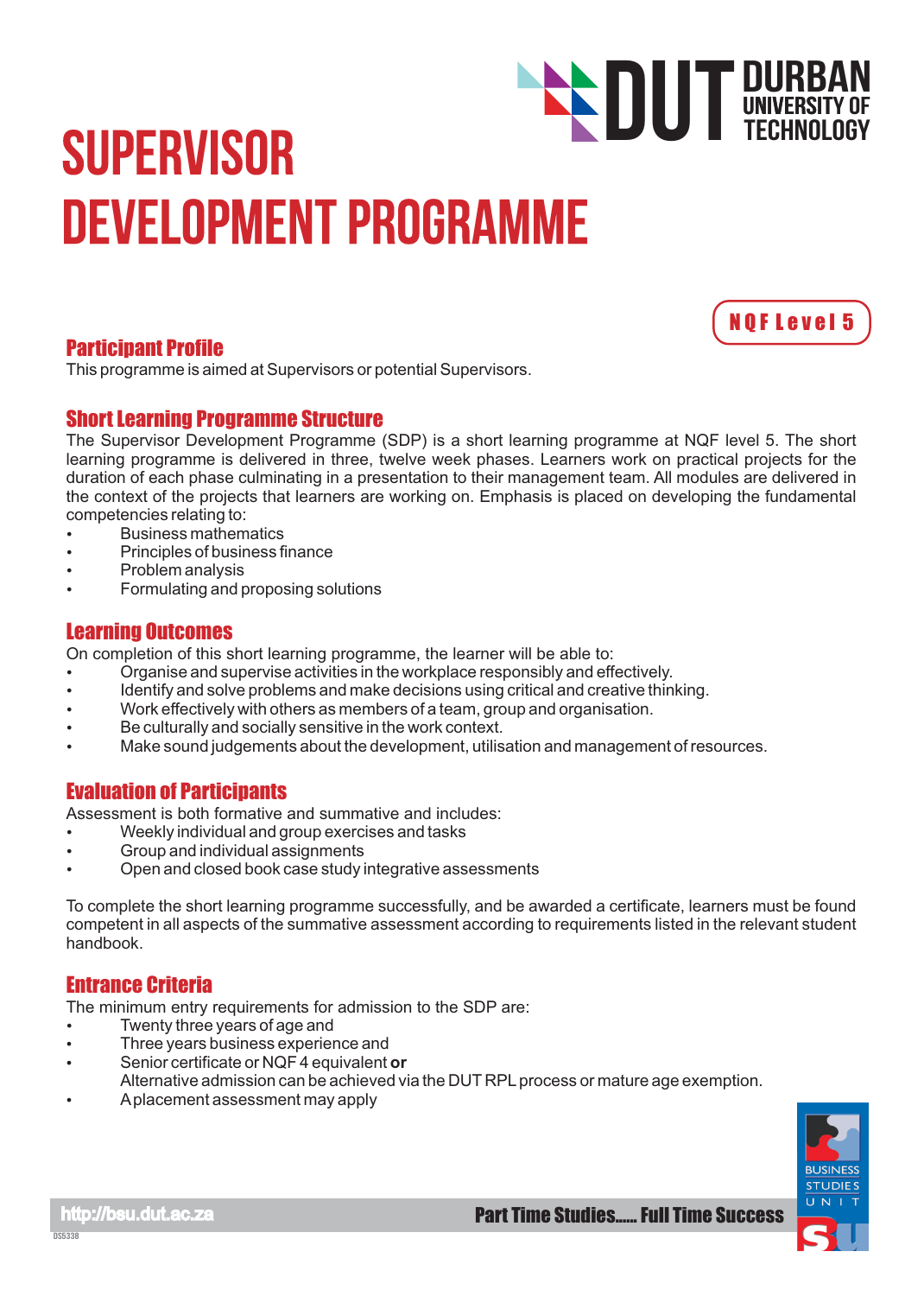DUT DURBAN UNIVERSITY OF TECHNOLOGY

# SUPERVISOR DEVELOPMENT PROGRAMME

NQF Level 5

## Participant Profile

This programme is aimed at Supervisors or potential Supervisors.

## Short Learning Programme Structure

The Supervisor Development Programme (SDP) is a short learning programme at NQF level 5. The short learning programme is delivered in three, twelve week phases. Learners work on practical projects for the duration of each phase culminating in a presentation to their management team. All modules are delivered in the context of the projects that learners are working on. Emphasis is placed on developing the fundamental competencies relating to:

- Business mathematics
- Principles of business finance
- Problem analysis
- Formulating and proposing solutions

## Learning Outcomes

On completion of this short learning programme, the learner will be able to:

- Organise and supervise activities in the workplace responsibly and effectively.
- Identify and solve problems and make decisions using critical and creative thinking.
- Work effectively with others as members of a team, group and organisation.
- Be culturally and socially sensitive in the work context.
- Make sound judgements about the development, utilisation and management of resources.

## Evaluation of Participants

Assessment is both formative and summative and includes:

- Weekly individual and group exercises and tasks
- Group and individual assignments
- Open and closed book case study integrative assessments

To complete the short learning programme successfully, and be awarded a certificate, learners must be found competent in all aspects of the summative assessment according to requirements listed in the relevant student handbook.

## Entrance Criteria

The minimum entry requirements for admission to the SDP are:

- Twenty three years of age and
- Three years business experience and
- Senior certificate or NQF 4 equivalent **or**
  Alternative admission can be achieved via the DUT RPL process or mature age exemption.
- A placement assessment may apply

BUSINESS STUDIES UNIT

http://bsu.dut.ac.za

Part Time Studies...... Full Time Success

DS5338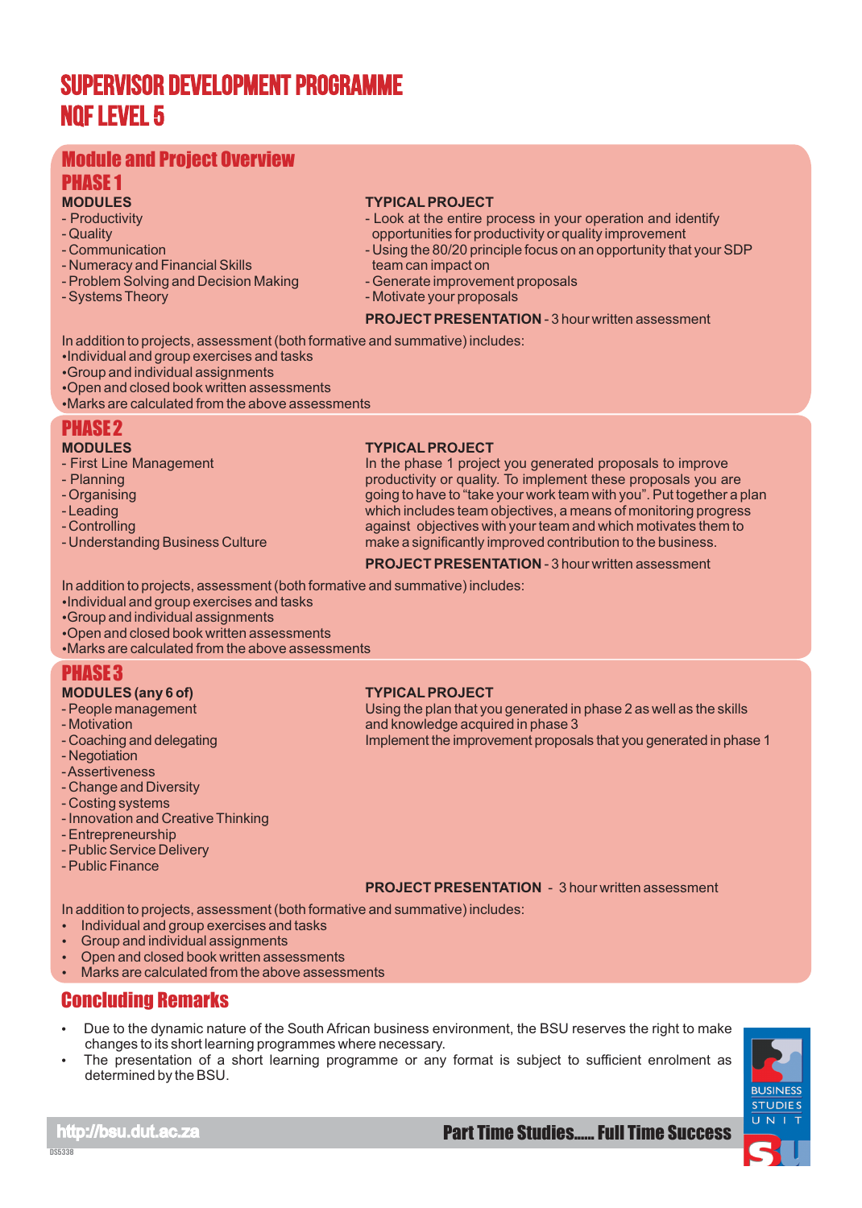# SUPERVISOR DEVELOPMENT PROGRAMME
# NQF LEVEL 5

## Module and Project Overview

### PHASE 1

**MODULES**

- Productivity
- Quality
- Communication
- Numeracy and Financial Skills
- Problem Solving and Decision Making
- Systems Theory

**TYPICAL PROJECT**

- Look at the entire process in your operation and identify opportunities for productivity or quality improvement
- Using the 80/20 principle focus on an opportunity that your SDP team can impact on
- Generate improvement proposals
- Motivate your proposals

**PROJECT PRESENTATION** - 3 hour written assessment

In addition to projects, assessment (both formative and summative) includes:

- Individual and group exercises and tasks
- Group and individual assignments
- Open and closed book written assessments
- Marks are calculated from the above assessments

### PHASE 2

**MODULES**

- First Line Management
- Planning
- Organising
- Leading
- Controlling
- Understanding Business Culture

**TYPICAL PROJECT**

In the phase 1 project you generated proposals to improve productivity or quality. To implement these proposals you are going to have to "take your work team with you". Put together a plan which includes team objectives, a means of monitoring progress against objectives with your team and which motivates them to make a significantly improved contribution to the business.

**PROJECT PRESENTATION** - 3 hour written assessment

In addition to projects, assessment (both formative and summative) includes:

- Individual and group exercises and tasks
- Group and individual assignments
- Open and closed book written assessments
- Marks are calculated from the above assessments

### PHASE 3

**MODULES (any 6 of)**

- People management
- Motivation
- Coaching and delegating
- Negotiation
- Assertiveness
- Change and Diversity
- Costing systems
- Innovation and Creative Thinking
- Entrepreneurship
- Public Service Delivery
- Public Finance

**TYPICAL PROJECT**

Using the plan that you generated in phase 2 as well as the skills and knowledge acquired in phase 3

Implement the improvement proposals that you generated in phase 1

**PROJECT PRESENTATION** - 3 hour written assessment

In addition to projects, assessment (both formative and summative) includes:

- Individual and group exercises and tasks
- Group and individual assignments
- Open and closed book written assessments
- Marks are calculated from the above assessments

## Concluding Remarks

- Due to the dynamic nature of the South African business environment, the BSU reserves the right to make changes to its short learning programmes where necessary.
- The presentation of a short learning programme or any format is subject to sufficient enrolment as determined by the BSU.

http://bsu.dut.ac.za

Part Time Studies...... Full Time Success

BUSINESS STUDIES UNIT

DS5338